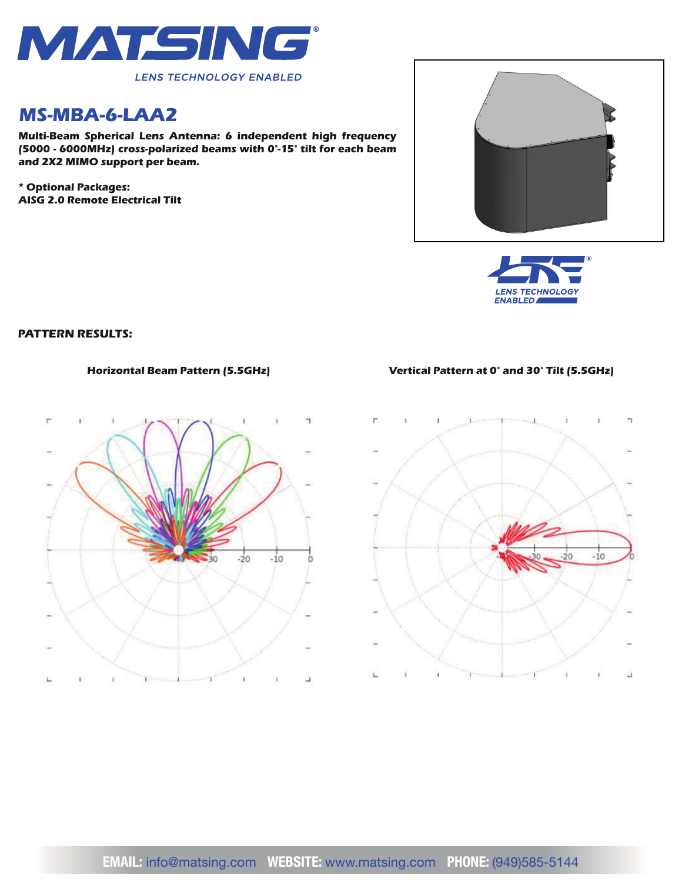# MATSING

LENS TECHNOLOGY ENABLED

## MS-MBA-6-LAA2

**Multi-Beam Spherical Lens Antenna: 6 independent high frequency (5000 - 6000MHz) cross-polarized beams with 0°-15° tilt for each beam and 2X2 MIMO support per beam.**

*** Optional Packages:**
**AISG 2.0 Remote Electrical Tilt**

LENS TECHNOLOGY ENABLED

**PATTERN RESULTS:**

**Horizontal Beam Pattern (5.5GHz)**

**Vertical Pattern at 0° and 30° Tilt (5.5GHz)**

**EMAIL:** info@matsing.com **WEBSITE:** www.matsing.com **PHONE:** (949)585-5144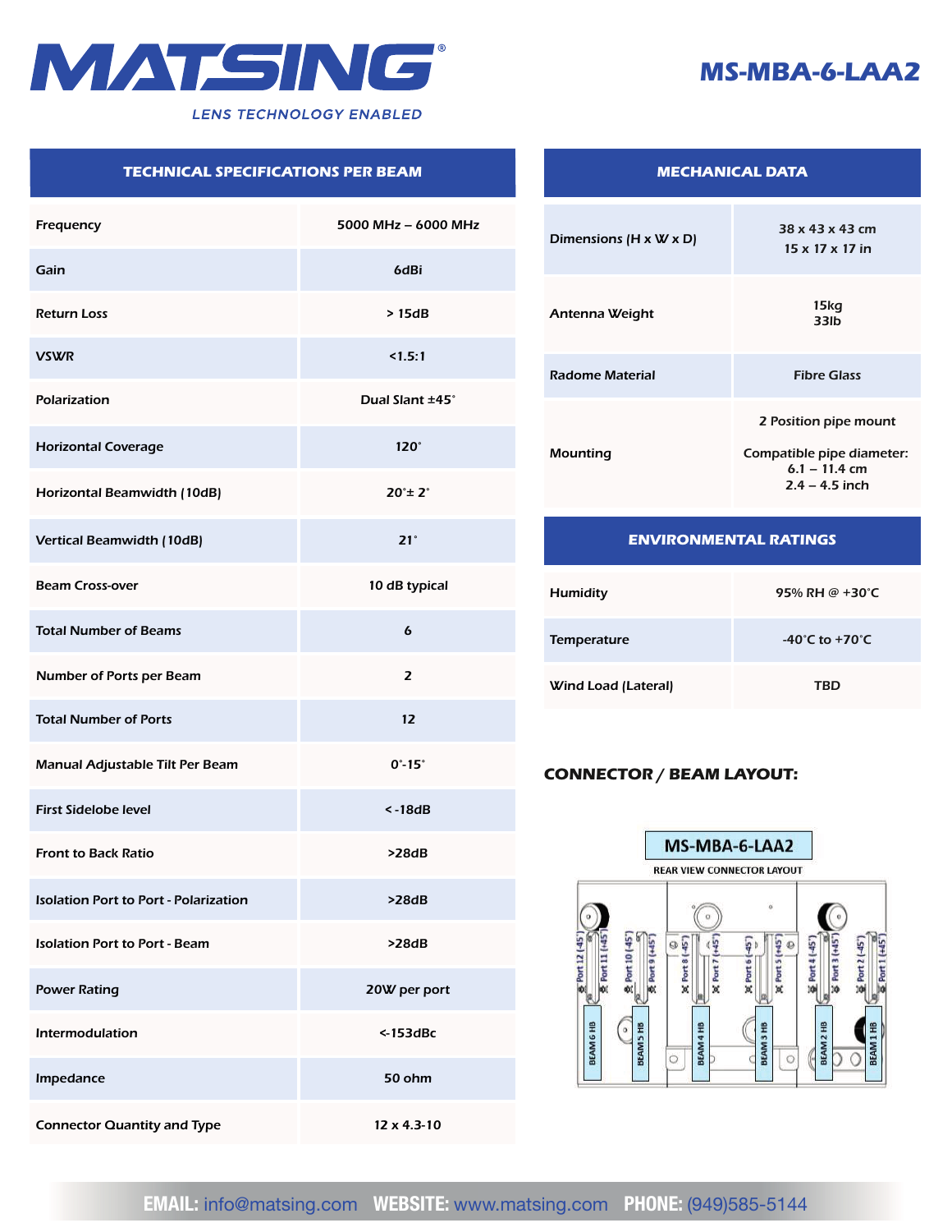# MATSING

LENS TECHNOLOGY ENABLED

## MS-MBA-6-LAA2

| TECHNICAL SPECIFICATIONS PER BEAM | |
|---|---|
| Frequency | 5000 MHz – 6000 MHz |
| Gain | 6dBi |
| Return Loss | > 15dB |
| VSWR | <1.5:1 |
| Polarization | Dual Slant ±45˚ |
| Horizontal Coverage | 120˚ |
| Horizontal Beamwidth (10dB) | 20˚± 2˚ |
| Vertical Beamwidth (10dB) | 21˚ |
| Beam Cross-over | 10 dB typical |
| Total Number of Beams | 6 |
| Number of Ports per Beam | 2 |
| Total Number of Ports | 12 |
| Manual Adjustable Tilt Per Beam | 0˚-15˚ |
| First Sidelobe level | < -18dB |
| Front to Back Ratio | >28dB |
| Isolation Port to Port - Polarization | >28dB |
| Isolation Port to Port - Beam | >28dB |
| Power Rating | 20W per port |
| Intermodulation | <-153dBc |
| Impedance | 50 ohm |
| Connector Quantity and Type | 12 x 4.3-10 |

| MECHANICAL DATA | |
|---|---|
| Dimensions (H x W x D) | 38 x 43 x 43 cm<br>15 x 17 x 17 in |
| Antenna Weight | 15kg<br>33lb |
| Radome Material | Fibre Glass |
| Mounting | 2 Position pipe mount<br>Compatible pipe diameter:<br>6.1 – 11.4 cm<br>2.4 – 4.5 inch |

| ENVIRONMENTAL RATINGS | |
|---|---|
| Humidity | 95% RH @ +30˚C |
| Temperature | -40˚C to +70˚C |
| Wind Load (Lateral) | TBD |

### CONNECTOR / BEAM LAYOUT:

MS-MBA-6-LAA2

REAR VIEW CONNECTOR LAYOUT

Port 12 (-45˚) Port 11 (+45˚) Port 10 (-45˚) Port 9 (+45˚) Port 8 (-45˚) Port 7 (+45˚) Port 6 (-45˚) Port 5 (+45˚) Port 4 (-45˚) Port 3 (+45˚) Port 2 (-45˚) Port 1 (+45˚)

BEAM 6 HB BEAM 5 HB BEAM 4 HB BEAM 3 HB BEAM 2 HB BEAM 1 HB

**EMAIL:** info@matsing.com **WEBSITE:** www.matsing.com **PHONE:** (949)585-5144